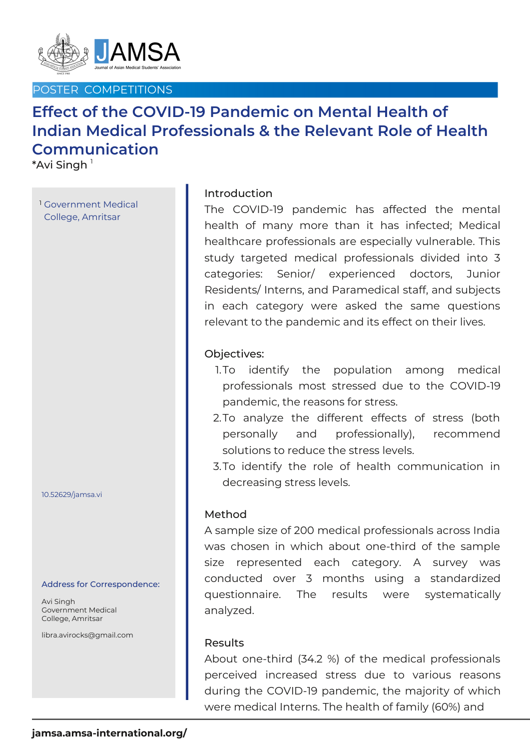POSTER COMPETITIONS

# Effect of the COVID-19 Pandemic on Mental Health of Indian Medical Professionals & the Relevant Role of Health Communication

*Avi Singh [1]

[1] Government Medical College, Amritsar

10.52629/jamsa.vi

**Address for Correspondence:**

Avi Singh
Government Medical College, Amritsar

libra.avirocks@gmail.com

## Introduction

The COVID-19 pandemic has affected the mental health of many more than it has infected; Medical healthcare professionals are especially vulnerable. This study targeted medical professionals divided into 3 categories: Senior/ experienced doctors, Junior Residents/ Interns, and Paramedical staff, and subjects in each category were asked the same questions relevant to the pandemic and its effect on their lives.

## Objectives:

1. To identify the population among medical professionals most stressed due to the COVID-19 pandemic, the reasons for stress.
2. To analyze the different effects of stress (both personally and professionally), recommend solutions to reduce the stress levels.
3. To identify the role of health communication in decreasing stress levels.

## Method

A sample size of 200 medical professionals across India was chosen in which about one-third of the sample size represented each category. A survey was conducted over 3 months using a standardized questionnaire. The results were systematically analyzed.

## Results

About one-third (34.2 %) of the medical professionals perceived increased stress due to various reasons during the COVID-19 pandemic, the majority of which were medical Interns. The health of family (60%) and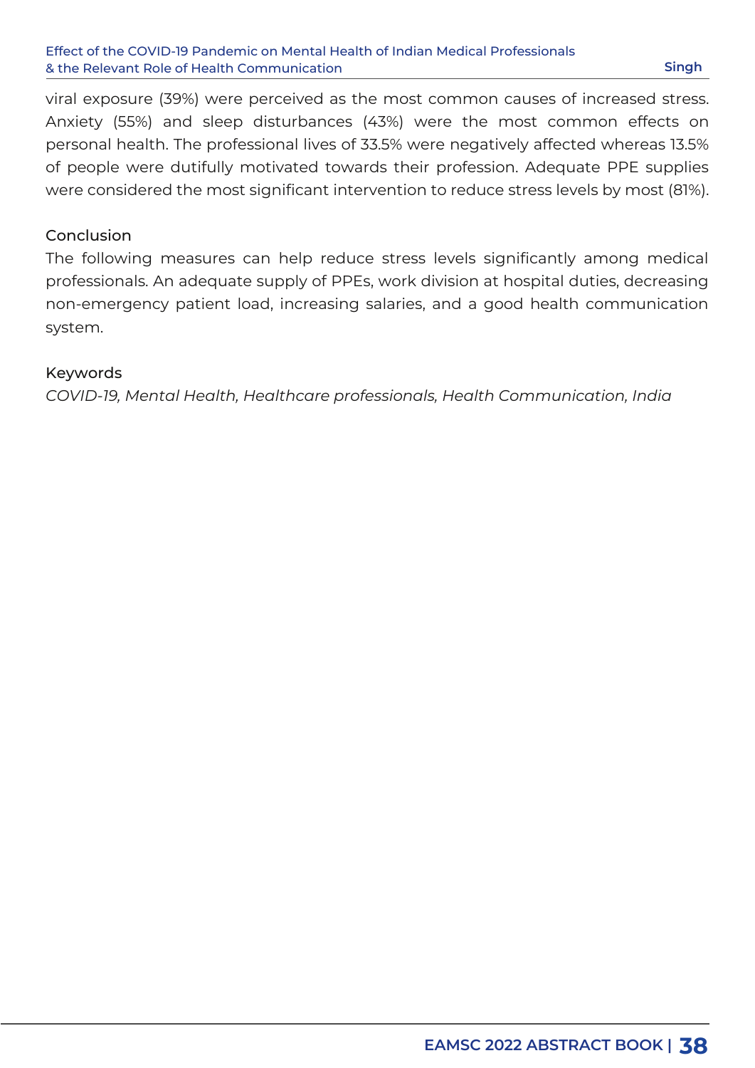viral exposure (39%) were perceived as the most common causes of increased stress. Anxiety (55%) and sleep disturbances (43%) were the most common effects on personal health. The professional lives of 33.5% were negatively affected whereas 13.5% of people were dutifully motivated towards their profession. Adequate PPE supplies were considered the most significant intervention to reduce stress levels by most (81%).

### Conclusion

The following measures can help reduce stress levels significantly among medical professionals. An adequate supply of PPEs, work division at hospital duties, decreasing non-emergency patient load, increasing salaries, and a good health communication system.

### Keywords

*COVID-19, Mental Health, Healthcare professionals, Health Communication, India*